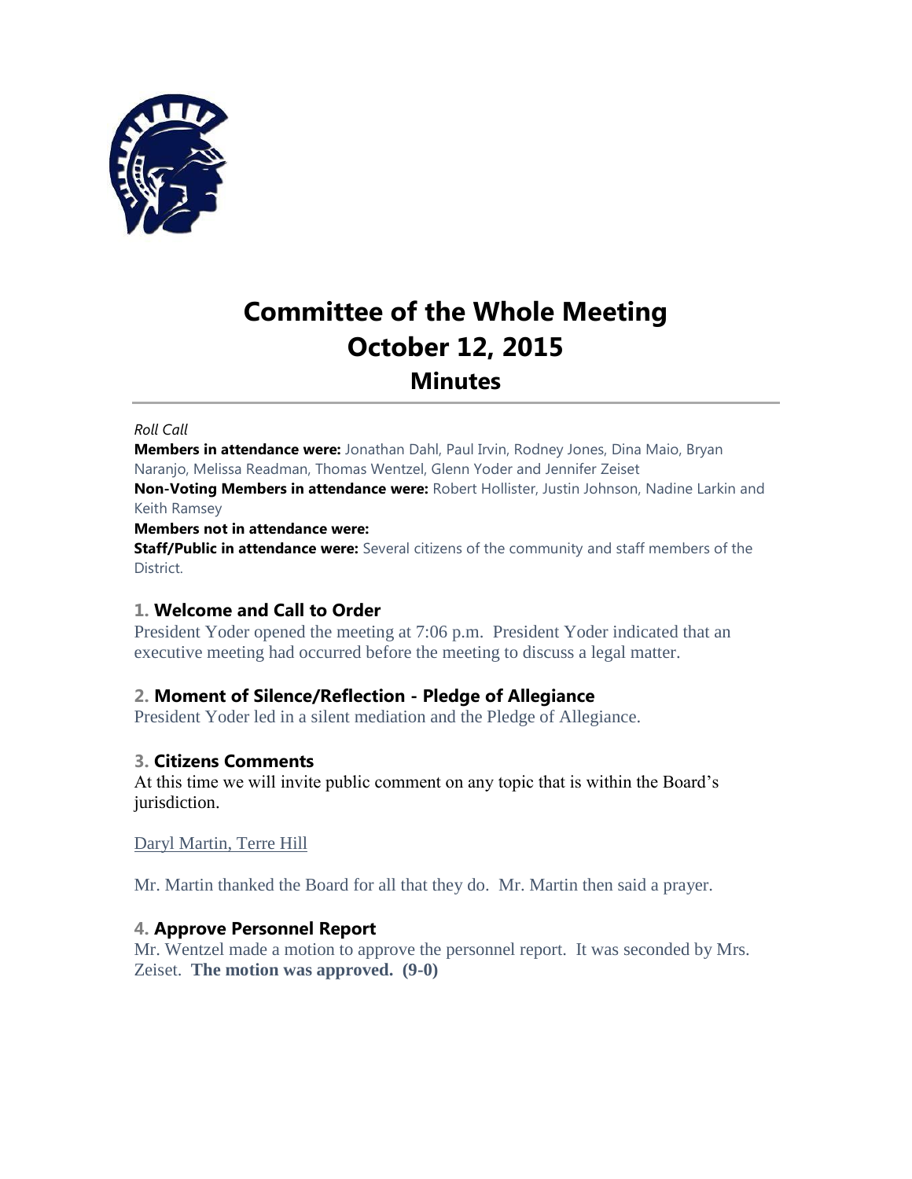# Committee of the Whole Meeting
# October 12, 2015
## Minutes

*Roll Call*

**Members in attendance were:** Jonathan Dahl, Paul Irvin, Rodney Jones, Dina Maio, Bryan Naranjo, Melissa Readman, Thomas Wentzel, Glenn Yoder and Jennifer Zeiset

**Non-Voting Members in attendance were:** Robert Hollister, Justin Johnson, Nadine Larkin and Keith Ramsey

**Members not in attendance were:**

**Staff/Public in attendance were:** Several citizens of the community and staff members of the District.

### 1. Welcome and Call to Order

President Yoder opened the meeting at 7:06 p.m. President Yoder indicated that an executive meeting had occurred before the meeting to discuss a legal matter.

### 2. Moment of Silence/Reflection - Pledge of Allegiance

President Yoder led in a silent mediation and the Pledge of Allegiance.

### 3. Citizens Comments

At this time we will invite public comment on any topic that is within the Board's jurisdiction.

Daryl Martin, Terre Hill

Mr. Martin thanked the Board for all that they do. Mr. Martin then said a prayer.

### 4. Approve Personnel Report

Mr. Wentzel made a motion to approve the personnel report. It was seconded by Mrs. Zeiset. **The motion was approved. (9-0)**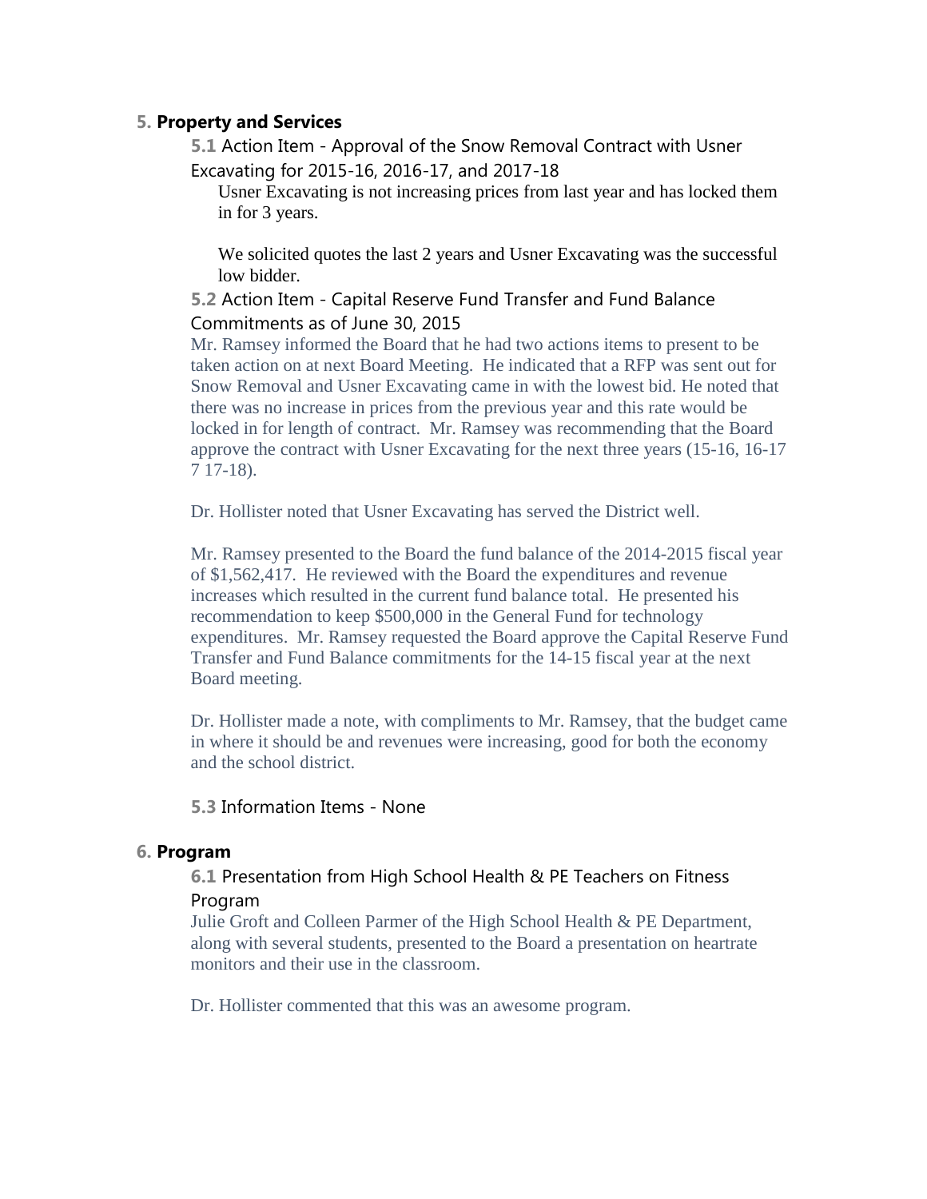## 5. Property and Services

### 5.1 Action Item - Approval of the Snow Removal Contract with Usner Excavating for 2015-16, 2016-17, and 2017-18

Usner Excavating is not increasing prices from last year and has locked them in for 3 years.

We solicited quotes the last 2 years and Usner Excavating was the successful low bidder.

### 5.2 Action Item - Capital Reserve Fund Transfer and Fund Balance Commitments as of June 30, 2015

Mr. Ramsey informed the Board that he had two actions items to present to be taken action on at next Board Meeting. He indicated that a RFP was sent out for Snow Removal and Usner Excavating came in with the lowest bid. He noted that there was no increase in prices from the previous year and this rate would be locked in for length of contract. Mr. Ramsey was recommending that the Board approve the contract with Usner Excavating for the next three years (15-16, 16-17 7 17-18).

Dr. Hollister noted that Usner Excavating has served the District well.

Mr. Ramsey presented to the Board the fund balance of the 2014-2015 fiscal year of $1,562,417. He reviewed with the Board the expenditures and revenue increases which resulted in the current fund balance total. He presented his recommendation to keep $500,000 in the General Fund for technology expenditures. Mr. Ramsey requested the Board approve the Capital Reserve Fund Transfer and Fund Balance commitments for the 14-15 fiscal year at the next Board meeting.

Dr. Hollister made a note, with compliments to Mr. Ramsey, that the budget came in where it should be and revenues were increasing, good for both the economy and the school district.

### 5.3 Information Items - None

## 6. Program

### 6.1 Presentation from High School Health & PE Teachers on Fitness Program

Julie Groft and Colleen Parmer of the High School Health & PE Department, along with several students, presented to the Board a presentation on heartrate monitors and their use in the classroom.

Dr. Hollister commented that this was an awesome program.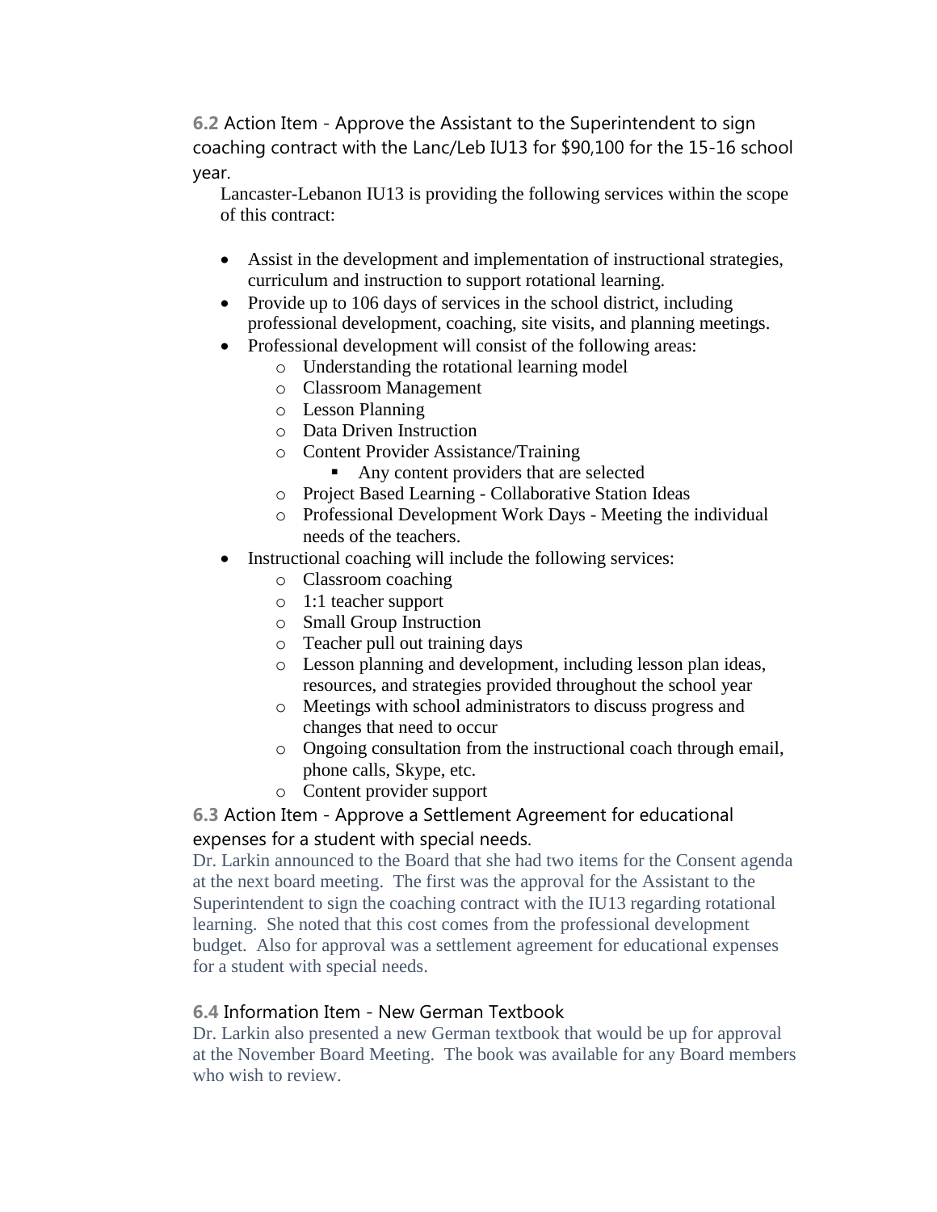### 6.2 Action Item - Approve the Assistant to the Superintendent to sign coaching contract with the Lanc/Leb IU13 for $90,100 for the 15-16 school year.

Lancaster-Lebanon IU13 is providing the following services within the scope of this contract:

- Assist in the development and implementation of instructional strategies, curriculum and instruction to support rotational learning.
- Provide up to 106 days of services in the school district, including professional development, coaching, site visits, and planning meetings.
- Professional development will consist of the following areas:
  - Understanding the rotational learning model
  - Classroom Management
  - Lesson Planning
  - Data Driven Instruction
  - Content Provider Assistance/Training
    - Any content providers that are selected
  - Project Based Learning - Collaborative Station Ideas
  - Professional Development Work Days - Meeting the individual needs of the teachers.
- Instructional coaching will include the following services:
  - Classroom coaching
  - 1:1 teacher support
  - Small Group Instruction
  - Teacher pull out training days
  - Lesson planning and development, including lesson plan ideas, resources, and strategies provided throughout the school year
  - Meetings with school administrators to discuss progress and changes that need to occur
  - Ongoing consultation from the instructional coach through email, phone calls, Skype, etc.
  - Content provider support

### 6.3 Action Item - Approve a Settlement Agreement for educational expenses for a student with special needs.

Dr. Larkin announced to the Board that she had two items for the Consent agenda at the next board meeting. The first was the approval for the Assistant to the Superintendent to sign the coaching contract with the IU13 regarding rotational learning. She noted that this cost comes from the professional development budget. Also for approval was a settlement agreement for educational expenses for a student with special needs.

### 6.4 Information Item - New German Textbook

Dr. Larkin also presented a new German textbook that would be up for approval at the November Board Meeting. The book was available for any Board members who wish to review.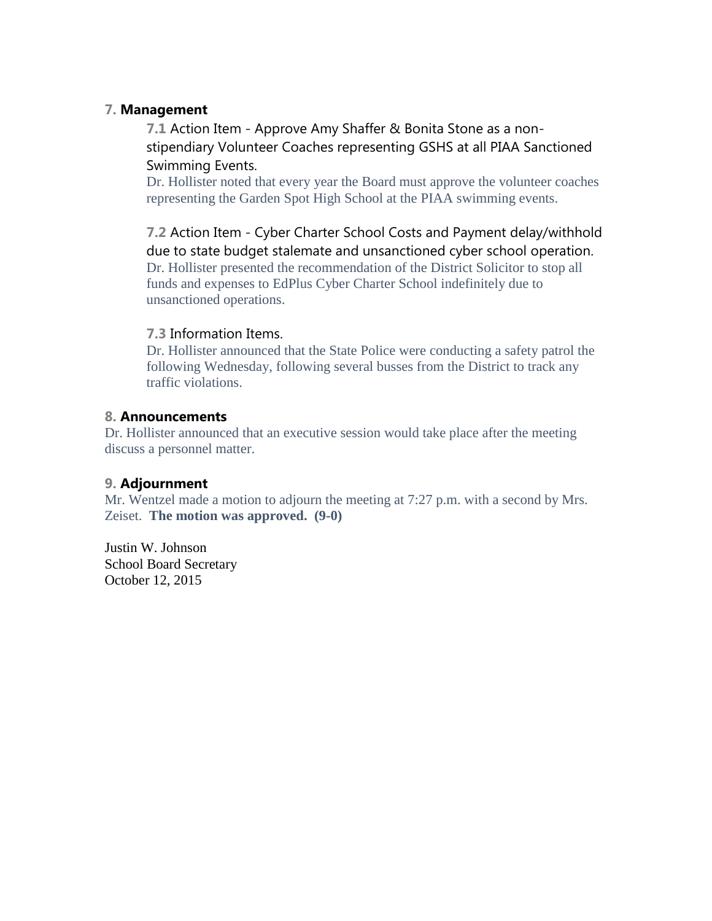## 7. Management

### 7.1 Action Item - Approve Amy Shaffer & Bonita Stone as a non-stipendiary Volunteer Coaches representing GSHS at all PIAA Sanctioned Swimming Events.

Dr. Hollister noted that every year the Board must approve the volunteer coaches representing the Garden Spot High School at the PIAA swimming events.

### 7.2 Action Item - Cyber Charter School Costs and Payment delay/withhold due to state budget stalemate and unsanctioned cyber school operation.

Dr. Hollister presented the recommendation of the District Solicitor to stop all funds and expenses to EdPlus Cyber Charter School indefinitely due to unsanctioned operations.

### 7.3 Information Items.

Dr. Hollister announced that the State Police were conducting a safety patrol the following Wednesday, following several busses from the District to track any traffic violations.

## 8. Announcements

Dr. Hollister announced that an executive session would take place after the meeting discuss a personnel matter.

## 9. Adjournment

Mr. Wentzel made a motion to adjourn the meeting at 7:27 p.m. with a second by Mrs. Zeiset. **The motion was approved. (9-0)**

Justin W. Johnson
School Board Secretary
October 12, 2015